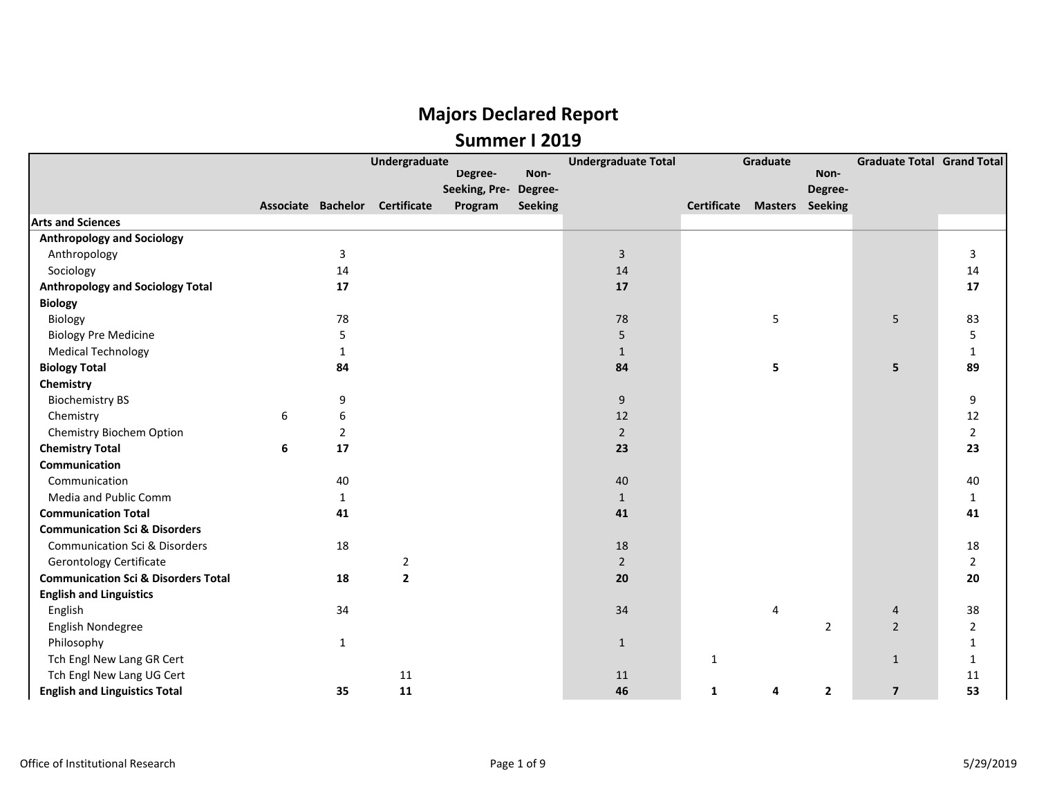# Majors Declared Report

## Summer I 2019

| | Undergraduate | | | | | Undergraduate Total | Graduate | | | Graduate Total | Grand Total |
|---|---|---|---|---|---|---|---|---|---|---|---|
| | Associate | Bachelor | Certificate | Degree-Seeking, Pre-Program | Non-Degree-Seeking | | Certificate | Masters | Non-Degree-Seeking | | |
| **Arts and Sciences** | | | | | | | | | | | |
| **Anthropology and Sociology** | | | | | | | | | | | |
| Anthropology | | 3 | | | | 3 | | | | | 3 |
| Sociology | | 14 | | | | 14 | | | | | 14 |
| **Anthropology and Sociology Total** | | **17** | | | | **17** | | | | | **17** |
| **Biology** | | | | | | | | | | | |
| Biology | | 78 | | | | 78 | | 5 | | 5 | 83 |
| Biology Pre Medicine | | 5 | | | | 5 | | | | | 5 |
| Medical Technology | | 1 | | | | 1 | | | | | 1 |
| **Biology Total** | | **84** | | | | **84** | | **5** | | **5** | **89** |
| **Chemistry** | | | | | | | | | | | |
| Biochemistry BS | | 9 | | | | 9 | | | | | 9 |
| Chemistry | 6 | 6 | | | | 12 | | | | | 12 |
| Chemistry Biochem Option | | 2 | | | | 2 | | | | | 2 |
| **Chemistry Total** | **6** | **17** | | | | **23** | | | | | **23** |
| **Communication** | | | | | | | | | | | |
| Communication | | 40 | | | | 40 | | | | | 40 |
| Media and Public Comm | | 1 | | | | 1 | | | | | 1 |
| **Communication Total** | | **41** | | | | **41** | | | | | **41** |
| **Communication Sci & Disorders** | | | | | | | | | | | |
| Communication Sci & Disorders | | 18 | | | | 18 | | | | | 18 |
| Gerontology Certificate | | | 2 | | | 2 | | | | | 2 |
| **Communication Sci & Disorders Total** | | **18** | **2** | | | **20** | | | | | **20** |
| **English and Linguistics** | | | | | | | | | | | |
| English | | 34 | | | | 34 | | 4 | | 4 | 38 |
| English Nondegree | | | | | | | | | 2 | 2 | 2 |
| Philosophy | | 1 | | | | 1 | | | | | 1 |
| Tch Engl New Lang GR Cert | | | | | | | 1 | | | 1 | 1 |
| Tch Engl New Lang UG Cert | | | 11 | | | 11 | | | | | 11 |
| **English and Linguistics Total** | | **35** | **11** | | | **46** | **1** | **4** | **2** | **7** | **53** |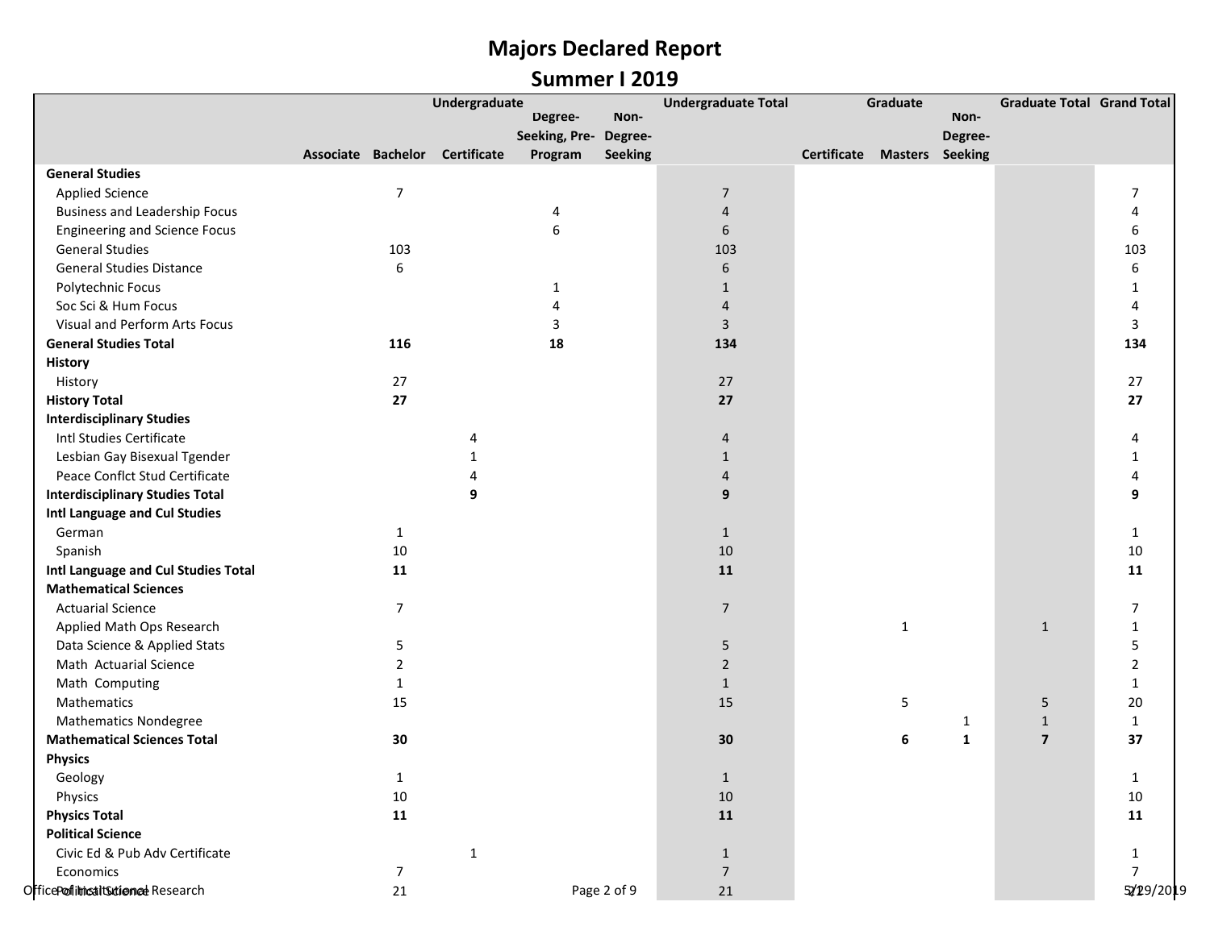# Majors Declared Report

## Summer I 2019

| | Undergraduate | | | | | Undergraduate Total | Graduate | | | Graduate Total | Grand Total |
|---|---|---|---|---|---|---|---|---|---|---|---|
| | Associate | Bachelor | Certificate | Degree-Seeking, Pre-Program | Non-Degree-Seeking | | Certificate | Masters | Non-Degree-Seeking | | |
| **General Studies** | | | | | | | | | | | |
| Applied Science | | 7 | | | | 7 | | | | | 7 |
| Business and Leadership Focus | | | | 4 | | 4 | | | | | 4 |
| Engineering and Science Focus | | | | 6 | | 6 | | | | | 6 |
| General Studies | | 103 | | | | 103 | | | | | 103 |
| General Studies Distance | | 6 | | | | 6 | | | | | 6 |
| Polytechnic Focus | | | | 1 | | 1 | | | | | 1 |
| Soc Sci & Hum Focus | | | | 4 | | 4 | | | | | 4 |
| Visual and Perform Arts Focus | | | | 3 | | 3 | | | | | 3 |
| **General Studies Total** | | **116** | | **18** | | **134** | | | | | **134** |
| **History** | | | | | | | | | | | |
| History | | 27 | | | | 27 | | | | | 27 |
| **History Total** | | **27** | | | | **27** | | | | | **27** |
| **Interdisciplinary Studies** | | | | | | | | | | | |
| Intl Studies Certificate | | | 4 | | | 4 | | | | | 4 |
| Lesbian Gay Bisexual Tgender | | | 1 | | | 1 | | | | | 1 |
| Peace Conflct Stud Certificate | | | 4 | | | 4 | | | | | 4 |
| **Interdisciplinary Studies Total** | | | **9** | | | **9** | | | | | **9** |
| **Intl Language and Cul Studies** | | | | | | | | | | | |
| German | | 1 | | | | 1 | | | | | 1 |
| Spanish | | 10 | | | | 10 | | | | | 10 |
| **Intl Language and Cul Studies Total** | | **11** | | | | **11** | | | | | **11** |
| **Mathematical Sciences** | | | | | | | | | | | |
| Actuarial Science | | 7 | | | | 7 | | | | | 7 |
| Applied Math Ops Research | | | | | | | | 1 | | 1 | 1 |
| Data Science & Applied Stats | | 5 | | | | 5 | | | | | 5 |
| Math Actuarial Science | | 2 | | | | 2 | | | | | 2 |
| Math Computing | | 1 | | | | 1 | | | | | 1 |
| Mathematics | | 15 | | | | 15 | | 5 | | 5 | 20 |
| Mathematics Nondegree | | | | | | | | | 1 | 1 | 1 |
| **Mathematical Sciences Total** | | **30** | | | | **30** | | **6** | **1** | **7** | **37** |
| **Physics** | | | | | | | | | | | |
| Geology | | 1 | | | | 1 | | | | | 1 |
| Physics | | 10 | | | | 10 | | | | | 10 |
| **Physics Total** | | **11** | | | | **11** | | | | | **11** |
| **Political Science** | | | | | | | | | | | |
| Civic Ed & Pub Adv Certificate | | | 1 | | | 1 | | | | | 1 |
| Economics | | 7 | | | | 7 | | | | | 7 |
| Political Science | | 21 | | | | 21 | | | | | 21 |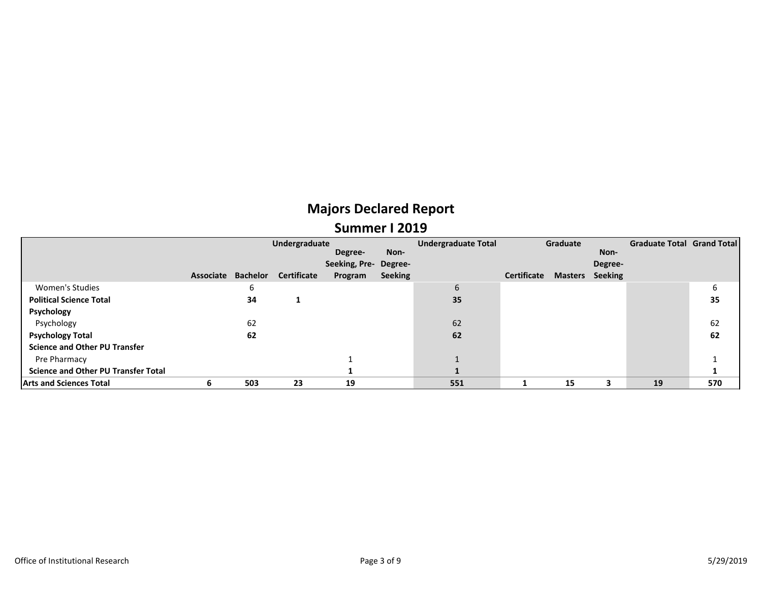# Majors Declared Report

## Summer I 2019

| | Undergraduate | | | | | Undergraduate Total | Graduate | | | Graduate Total | Grand Total |
|---|---|---|---|---|---|---|---|---|---|---|---|
| | Associate | Bachelor | Certificate | Degree-Seeking, Pre-Program | Non-Degree-Seeking | | Certificate | Masters | Non-Degree-Seeking | | |
| Women's Studies | | 6 | | | | 6 | | | | | 6 |
| **Political Science Total** | | **34** | **1** | | | **35** | | | | | **35** |
| **Psychology** | | | | | | | | | | | |
| Psychology | | 62 | | | | 62 | | | | | 62 |
| **Psychology Total** | | **62** | | | | **62** | | | | | **62** |
| **Science and Other PU Transfer** | | | | | | | | | | | |
| Pre Pharmacy | | | | 1 | | 1 | | | | | 1 |
| **Science and Other PU Transfer Total** | | | | **1** | | **1** | | | | | **1** |
| **Arts and Sciences Total** | **6** | **503** | **23** | **19** | | **551** | **1** | **15** | **3** | **19** | **570** |

Office of Institutional Research 5/29/2019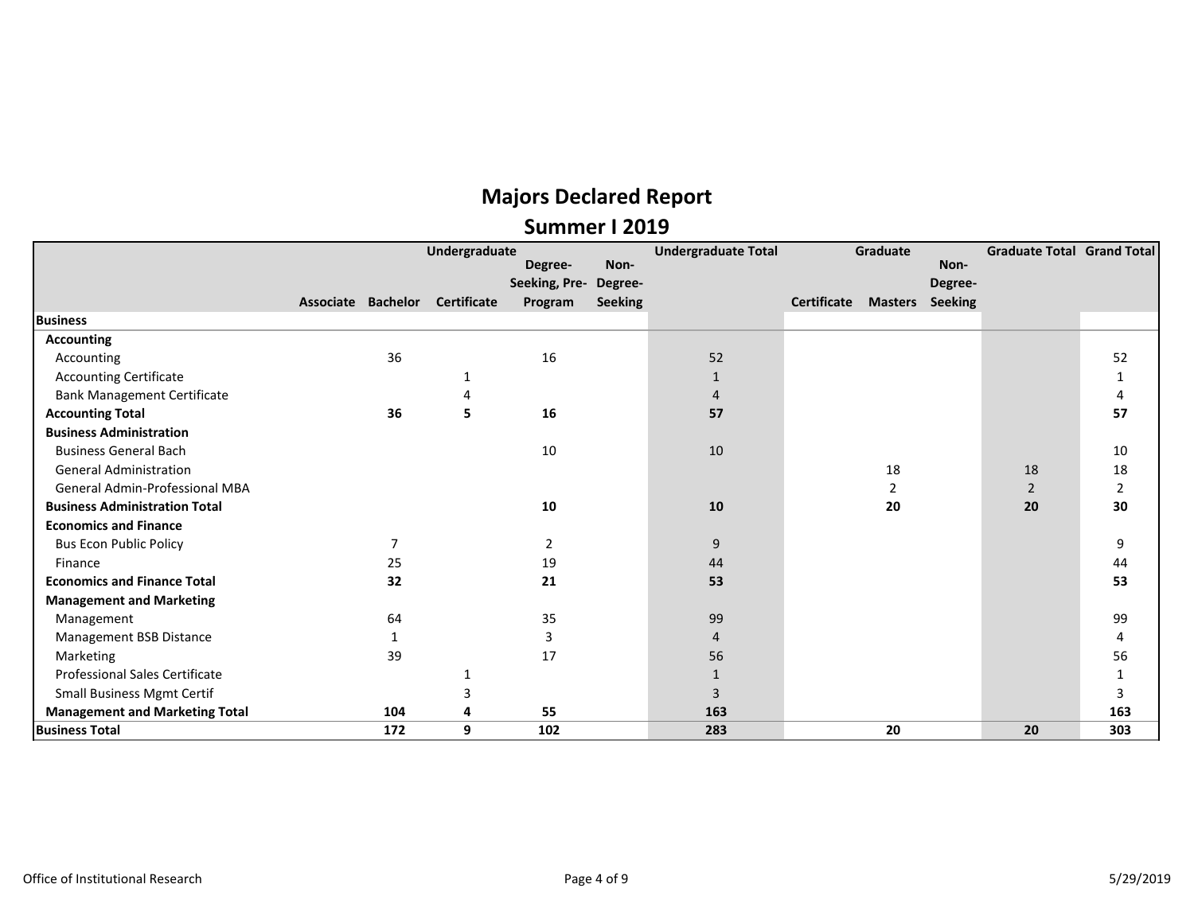# Majors Declared Report

## Summer I 2019

| | Undergraduate | | | | | Undergraduate Total | Graduate | | | Graduate Total | Grand Total |
|---|---|---|---|---|---|---|---|---|---|---|---|
| | Associate | Bachelor | Certificate | Degree-Seeking, Pre-Program | Non-Degree-Seeking | | Certificate | Masters | Non-Degree-Seeking | | |
| **Business** | | | | | | | | | | | |
| **Accounting** | | | | | | | | | | | |
| Accounting | | 36 | | 16 | | 52 | | | | | 52 |
| Accounting Certificate | | | 1 | | | 1 | | | | | 1 |
| Bank Management Certificate | | | 4 | | | 4 | | | | | 4 |
| **Accounting Total** | | **36** | **5** | **16** | | **57** | | | | | **57** |
| **Business Administration** | | | | | | | | | | | |
| Business General Bach | | | | 10 | | 10 | | | | | 10 |
| General Administration | | | | | | | | 18 | | 18 | 18 |
| General Admin-Professional MBA | | | | | | | | 2 | | 2 | 2 |
| **Business Administration Total** | | | | **10** | | **10** | | **20** | | **20** | **30** |
| **Economics and Finance** | | | | | | | | | | | |
| Bus Econ Public Policy | | 7 | | 2 | | 9 | | | | | 9 |
| Finance | | 25 | | 19 | | 44 | | | | | 44 |
| **Economics and Finance Total** | | **32** | | **21** | | **53** | | | | | **53** |
| **Management and Marketing** | | | | | | | | | | | |
| Management | | 64 | | 35 | | 99 | | | | | 99 |
| Management BSB Distance | | 1 | | 3 | | 4 | | | | | 4 |
| Marketing | | 39 | | 17 | | 56 | | | | | 56 |
| Professional Sales Certificate | | | 1 | | | 1 | | | | | 1 |
| Small Business Mgmt Certif | | | 3 | | | 3 | | | | | 3 |
| **Management and Marketing Total** | | **104** | **4** | **55** | | **163** | | | | | **163** |
| **Business Total** | | **172** | **9** | **102** | | **283** | | **20** | | **20** | **303** |

Office of Institutional Research 5/29/2019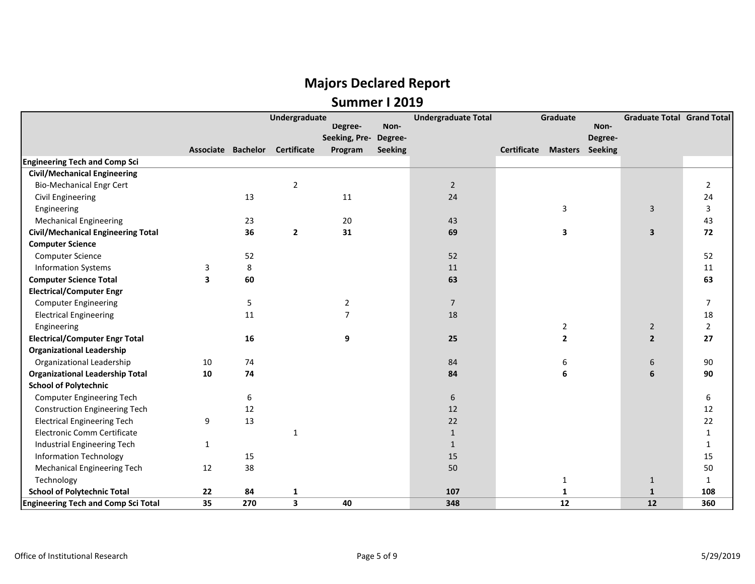# Majors Declared Report

## Summer I 2019

| | Undergraduate | | | | | Undergraduate Total | Graduate | | | Graduate Total | Grand Total |
|---|---|---|---|---|---|---|---|---|---|---|---|
| | Associate | Bachelor | Certificate | Degree-Seeking, Pre-Program | Non-Degree-Seeking | | Certificate | Masters | Non-Degree-Seeking | | |
| **Engineering Tech and Comp Sci** | | | | | | | | | | | |
| **Civil/Mechanical Engineering** | | | | | | | | | | | |
| Bio-Mechanical Engr Cert | | | 2 | | | 2 | | | | | 2 |
| Civil Engineering | | 13 | | 11 | | 24 | | | | | 24 |
| Engineering | | | | | | | | 3 | | 3 | 3 |
| Mechanical Engineering | | 23 | | 20 | | 43 | | | | | 43 |
| **Civil/Mechanical Engineering Total** | | **36** | **2** | **31** | | **69** | | **3** | | **3** | **72** |
| **Computer Science** | | | | | | | | | | | |
| Computer Science | | 52 | | | | 52 | | | | | 52 |
| Information Systems | 3 | 8 | | | | 11 | | | | | 11 |
| **Computer Science Total** | **3** | **60** | | | | **63** | | | | | **63** |
| **Electrical/Computer Engr** | | | | | | | | | | | |
| Computer Engineering | | 5 | | 2 | | 7 | | | | | 7 |
| Electrical Engineering | | 11 | | 7 | | 18 | | | | | 18 |
| Engineering | | | | | | | | 2 | | 2 | 2 |
| **Electrical/Computer Engr Total** | | **16** | | **9** | | **25** | | **2** | | **2** | **27** |
| **Organizational Leadership** | | | | | | | | | | | |
| Organizational Leadership | 10 | 74 | | | | 84 | | 6 | | 6 | 90 |
| **Organizational Leadership Total** | **10** | **74** | | | | **84** | | **6** | | **6** | **90** |
| **School of Polytechnic** | | | | | | | | | | | |
| Computer Engineering Tech | | 6 | | | | 6 | | | | | 6 |
| Construction Engineering Tech | | 12 | | | | 12 | | | | | 12 |
| Electrical Engineering Tech | 9 | 13 | | | | 22 | | | | | 22 |
| Electronic Comm Certificate | | | 1 | | | 1 | | | | | 1 |
| Industrial Engineering Tech | 1 | | | | | 1 | | | | | 1 |
| Information Technology | | 15 | | | | 15 | | | | | 15 |
| Mechanical Engineering Tech | 12 | 38 | | | | 50 | | | | | 50 |
| Technology | | | | | | | | 1 | | 1 | 1 |
| **School of Polytechnic Total** | **22** | **84** | **1** | | | **107** | | **1** | | **1** | **108** |
| **Engineering Tech and Comp Sci Total** | **35** | **270** | **3** | **40** | | **348** | | **12** | | **12** | **360** |

Office of Institutional Research

5/29/2019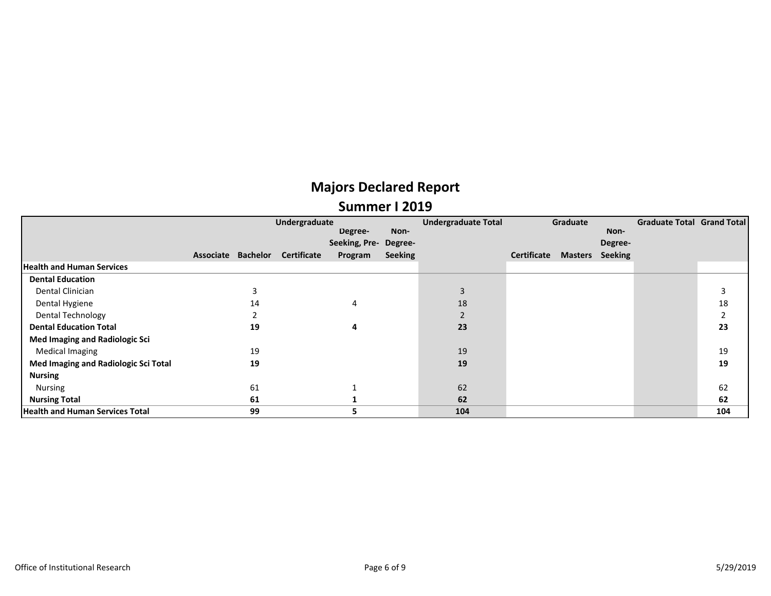# Majors Declared Report

## Summer I 2019

| | Undergraduate | | | | | Undergraduate Total | Graduate | | | Graduate Total | Grand Total |
|---|---|---|---|---|---|---|---|---|---|---|---|
| | Associate | Bachelor | Certificate | Degree-Seeking, Pre-Program | Non-Degree-Seeking | | Certificate | Masters | Non-Degree-Seeking | | |
| **Health and Human Services** | | | | | | | | | | | |
| **Dental Education** | | | | | | | | | | | |
| Dental Clinician | | 3 | | | | 3 | | | | | 3 |
| Dental Hygiene | | 14 | | 4 | | 18 | | | | | 18 |
| Dental Technology | | 2 | | | | 2 | | | | | 2 |
| **Dental Education Total** | | **19** | | **4** | | **23** | | | | | **23** |
| **Med Imaging and Radiologic Sci** | | | | | | | | | | | |
| Medical Imaging | | 19 | | | | 19 | | | | | 19 |
| **Med Imaging and Radiologic Sci Total** | | **19** | | | | **19** | | | | | **19** |
| **Nursing** | | | | | | | | | | | |
| Nursing | | 61 | | 1 | | 62 | | | | | 62 |
| **Nursing Total** | | **61** | | **1** | | **62** | | | | | **62** |
| **Health and Human Services Total** | | **99** | | **5** | | **104** | | | | | **104** |

Office of Institutional Research 5/29/2019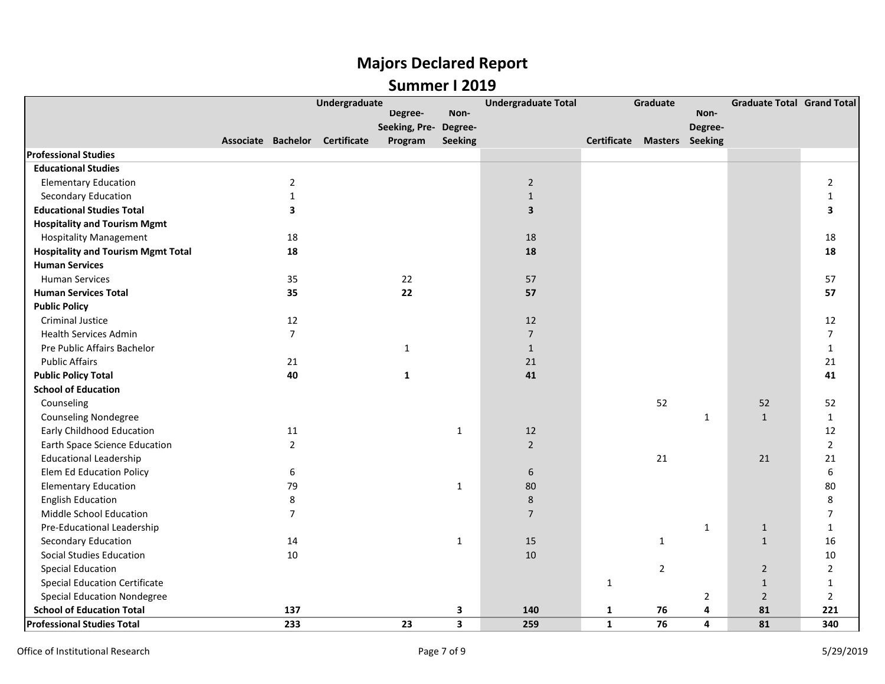# Majors Declared Report

## Summer I 2019

| | Undergraduate | | | | | Undergraduate Total | Graduate | | | Graduate Total | Grand Total |
|---|---|---|---|---|---|---|---|---|---|---|---|
| | Associate | Bachelor | Certificate | Degree-Seeking, Pre-Program | Non-Degree-Seeking | | Certificate | Masters | Non-Degree-Seeking | | |
| **Professional Studies** | | | | | | | | | | | |
| **Educational Studies** | | | | | | | | | | | |
| Elementary Education | | 2 | | | | 2 | | | | | 2 |
| Secondary Education | | 1 | | | | 1 | | | | | 1 |
| **Educational Studies Total** | | **3** | | | | **3** | | | | | **3** |
| **Hospitality and Tourism Mgmt** | | | | | | | | | | | |
| Hospitality Management | | 18 | | | | 18 | | | | | 18 |
| **Hospitality and Tourism Mgmt Total** | | **18** | | | | **18** | | | | | **18** |
| **Human Services** | | | | | | | | | | | |
| Human Services | | 35 | | 22 | | 57 | | | | | 57 |
| **Human Services Total** | | **35** | | **22** | | **57** | | | | | **57** |
| **Public Policy** | | | | | | | | | | | |
| Criminal Justice | | 12 | | | | 12 | | | | | 12 |
| Health Services Admin | | 7 | | | | 7 | | | | | 7 |
| Pre Public Affairs Bachelor | | | | 1 | | 1 | | | | | 1 |
| Public Affairs | | 21 | | | | 21 | | | | | 21 |
| **Public Policy Total** | | **40** | | **1** | | **41** | | | | | **41** |
| **School of Education** | | | | | | | | | | | |
| Counseling | | | | | | | | 52 | | 52 | 52 |
| Counseling Nondegree | | | | | | | | | 1 | 1 | 1 |
| Early Childhood Education | | 11 | | | 1 | 12 | | | | | 12 |
| Earth Space Science Education | | 2 | | | | 2 | | | | | 2 |
| Educational Leadership | | | | | | | | 21 | | 21 | 21 |
| Elem Ed Education Policy | | 6 | | | | 6 | | | | | 6 |
| Elementary Education | | 79 | | | 1 | 80 | | | | | 80 |
| English Education | | 8 | | | | 8 | | | | | 8 |
| Middle School Education | | 7 | | | | 7 | | | | | 7 |
| Pre-Educational Leadership | | | | | | | | | 1 | 1 | 1 |
| Secondary Education | | 14 | | | 1 | 15 | | 1 | | 1 | 16 |
| Social Studies Education | | 10 | | | | 10 | | | | | 10 |
| Special Education | | | | | | | | 2 | | 2 | 2 |
| Special Education Certificate | | | | | | | 1 | | | 1 | 1 |
| Special Education Nondegree | | | | | | | | | 2 | 2 | 2 |
| **School of Education Total** | | **137** | | | **3** | **140** | **1** | **76** | **4** | **81** | **221** |
| **Professional Studies Total** | | **233** | | **23** | **3** | **259** | **1** | **76** | **4** | **81** | **340** |

Office of Institutional Research 5/29/2019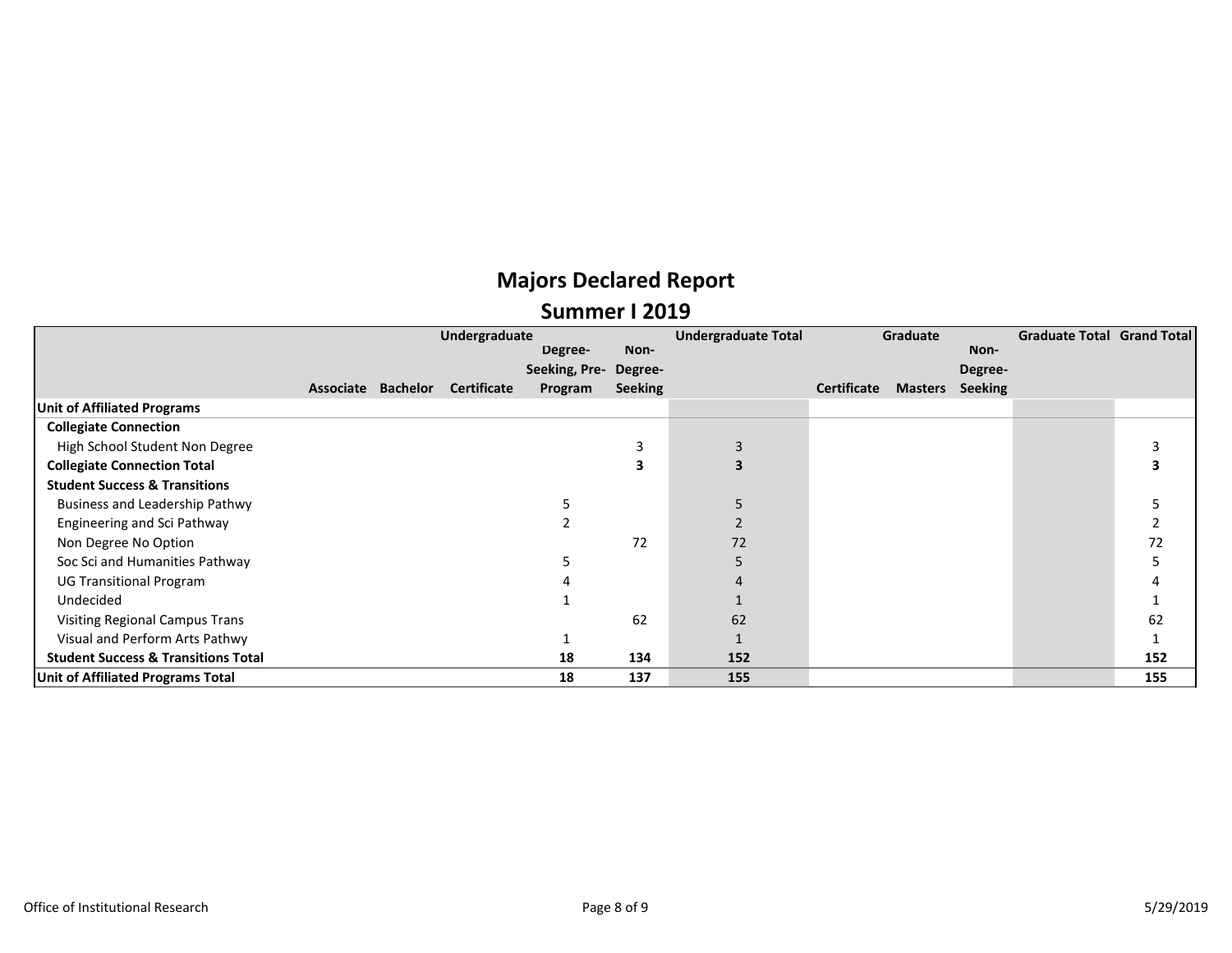# Majors Declared Report

## Summer I 2019

| | Undergraduate | | | | | Undergraduate Total | Graduate | | | Graduate Total | Grand Total |
|---|---|---|---|---|---|---|---|---|---|---|---|
| | Associate | Bachelor | Certificate | Degree-Seeking, Pre-Program | Non-Degree-Seeking | | Certificate | Masters | Non-Degree-Seeking | | |
| **Unit of Affiliated Programs** | | | | | | | | | | | |
| **Collegiate Connection** | | | | | | | | | | | |
| High School Student Non Degree | | | | | 3 | 3 | | | | | 3 |
| **Collegiate Connection Total** | | | | | **3** | **3** | | | | | **3** |
| **Student Success & Transitions** | | | | | | | | | | | |
| Business and Leadership Pathwy | | | | 5 | | 5 | | | | | 5 |
| Engineering and Sci Pathway | | | | 2 | | 2 | | | | | 2 |
| Non Degree No Option | | | | | 72 | 72 | | | | | 72 |
| Soc Sci and Humanities Pathway | | | | 5 | | 5 | | | | | 5 |
| UG Transitional Program | | | | 4 | | 4 | | | | | 4 |
| Undecided | | | | 1 | | 1 | | | | | 1 |
| Visiting Regional Campus Trans | | | | | 62 | 62 | | | | | 62 |
| Visual and Perform Arts Pathwy | | | | 1 | | 1 | | | | | 1 |
| **Student Success & Transitions Total** | | | | **18** | **134** | **152** | | | | | **152** |
| **Unit of Affiliated Programs Total** | | | | **18** | **137** | **155** | | | | | **155** |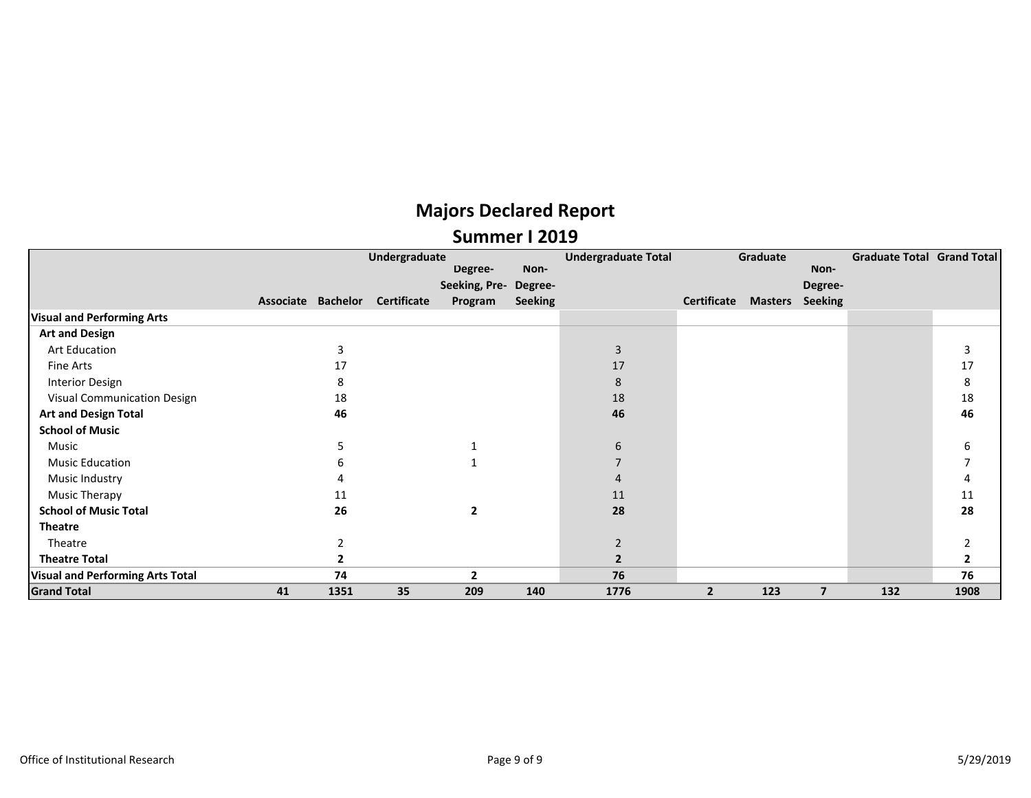# Majors Declared Report

## Summer I 2019

| | Undergraduate | | | | | Undergraduate Total | Graduate | | | Graduate Total | Grand Total |
|---|---|---|---|---|---|---|---|---|---|---|---|
| | Associate | Bachelor | Certificate | Degree-Seeking, Pre-Program | Non-Degree-Seeking | | Certificate | Masters | Non-Degree-Seeking | | |
| **Visual and Performing Arts** | | | | | | | | | | | |
| **Art and Design** | | | | | | | | | | | |
| Art Education | | 3 | | | | 3 | | | | | 3 |
| Fine Arts | | 17 | | | | 17 | | | | | 17 |
| Interior Design | | 8 | | | | 8 | | | | | 8 |
| Visual Communication Design | | 18 | | | | 18 | | | | | 18 |
| **Art and Design Total** | | **46** | | | | **46** | | | | | **46** |
| **School of Music** | | | | | | | | | | | |
| Music | | 5 | | 1 | | 6 | | | | | 6 |
| Music Education | | 6 | | 1 | | 7 | | | | | 7 |
| Music Industry | | 4 | | | | 4 | | | | | 4 |
| Music Therapy | | 11 | | | | 11 | | | | | 11 |
| **School of Music Total** | | **26** | | **2** | | **28** | | | | | **28** |
| **Theatre** | | | | | | | | | | | |
| Theatre | | 2 | | | | 2 | | | | | 2 |
| **Theatre Total** | | **2** | | | | **2** | | | | | **2** |
| **Visual and Performing Arts Total** | | **74** | | **2** | | **76** | | | | | **76** |
| **Grand Total** | **41** | **1351** | **35** | **209** | **140** | **1776** | **2** | **123** | **7** | **132** | **1908** |

Office of Institutional Research

5/29/2019